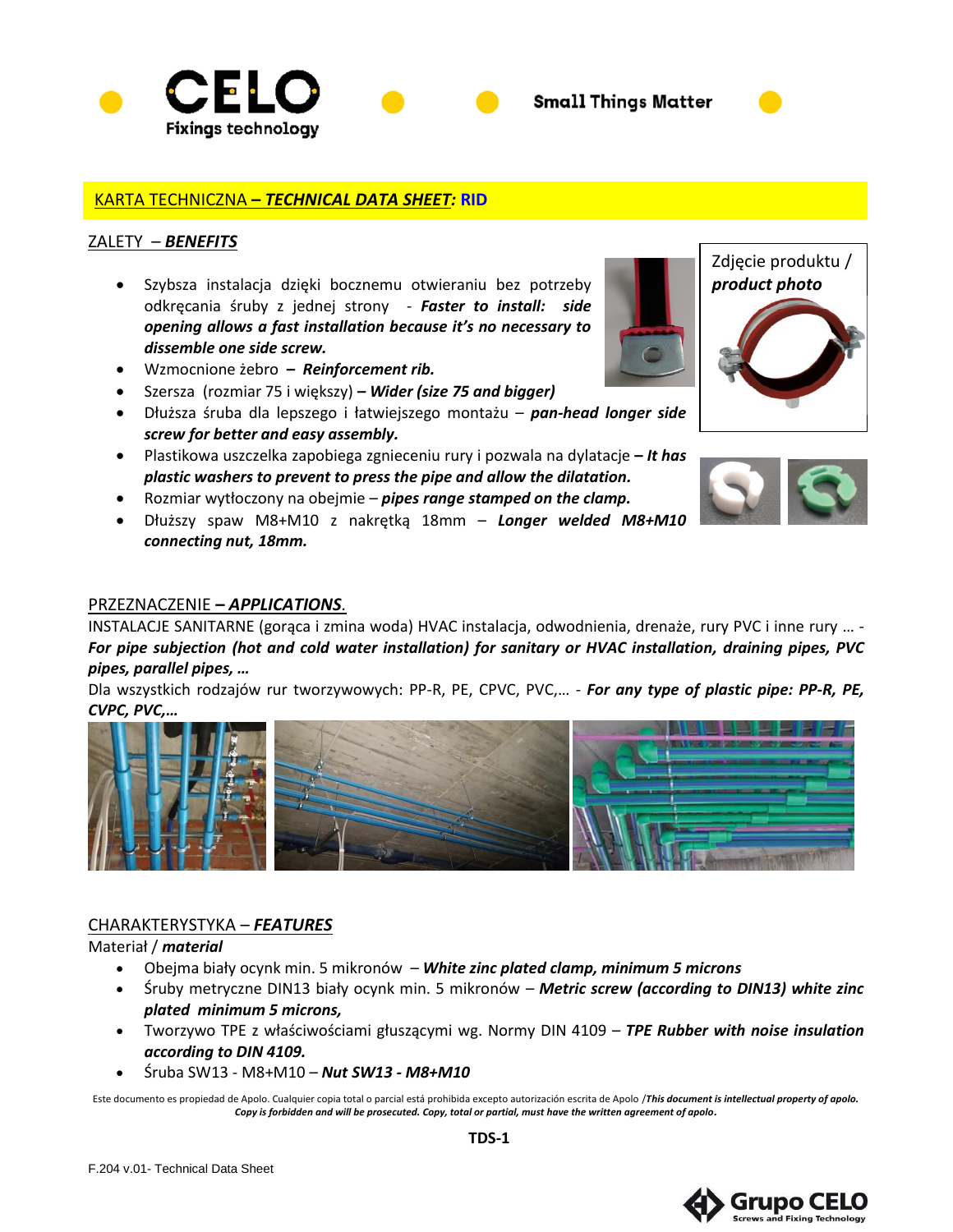CELO Fixings technology — Small Things Matter

## KARTA TECHNICZNA – *TECHNICAL DATA SHEET:* RID

### ZALETY – *BENEFITS*

Zdjęcie produktu / ***product photo***

- Szybsza instalacja dzięki bocznemu otwieraniu bez potrzeby odkręcania śruby z jednej strony - ***Faster to install: side opening allows a fast installation because it's no necessary to dissemble one side screw.***
- Wzmocnione żebro – ***Reinforcement rib.***
- Szersza (rozmiar 75 i większy) – ***Wider (size 75 and bigger)***
- Dłuższa śruba dla lepszego i łatwiejszego montażu – ***pan-head longer side screw for better and easy assembly.***
- Plastikowa uszczelka zapobiega zgnieceniu rury i pozwala na dylatacje – ***It has plastic washers to prevent to press the pipe and allow the dilatation.***
- Rozmiar wytłoczony na obejmie – ***pipes range stamped on the clamp.***
- Dłuższy spaw M8+M10 z nakrętką 18mm – ***Longer welded M8+M10 connecting nut, 18mm.***

### PRZEZNACZENIE – *APPLICATIONS*.

INSTALACJE SANITARNE (gorąca i zmina woda) HVAC instalacja, odwodnienia, drenaże, rury PVC i inne rury … - ***For pipe subjection (hot and cold water installation) for sanitary or HVAC installation, draining pipes, PVC pipes, parallel pipes, …***

Dla wszystkich rodzajów rur tworzywowych: PP-R, PE, CPVC, PVC,… - ***For any type of plastic pipe: PP-R, PE, CVPC, PVC,…***

### CHARAKTERYSTYKA – *FEATURES*

Materiał / ***material***

- Obejma biały ocynk min. 5 mikronów – ***White zinc plated clamp, minimum 5 microns***
- Śruby metryczne DIN13 biały ocynk min. 5 mikronów – ***Metric screw (according to DIN13) white zinc plated minimum 5 microns,***
- Tworzywo TPE z właściwościami głuszącymi wg. Normy DIN 4109 – ***TPE Rubber with noise insulation according to DIN 4109.***
- Śruba SW13 - M8+M10 – ***Nut SW13 - M8+M10***

Este documento es propiedad de Apolo. Cualquier copia total o parcial está prohibida excepto autorización escrita de Apolo /***This document is intellectual property of apolo. Copy is forbidden and will be prosecuted. Copy, total or partial, must have the written agreement of apolo.***

**TDS-1**

F.204 v.01- Technical Data Sheet

Grupo CELO — Screws and Fixing Technology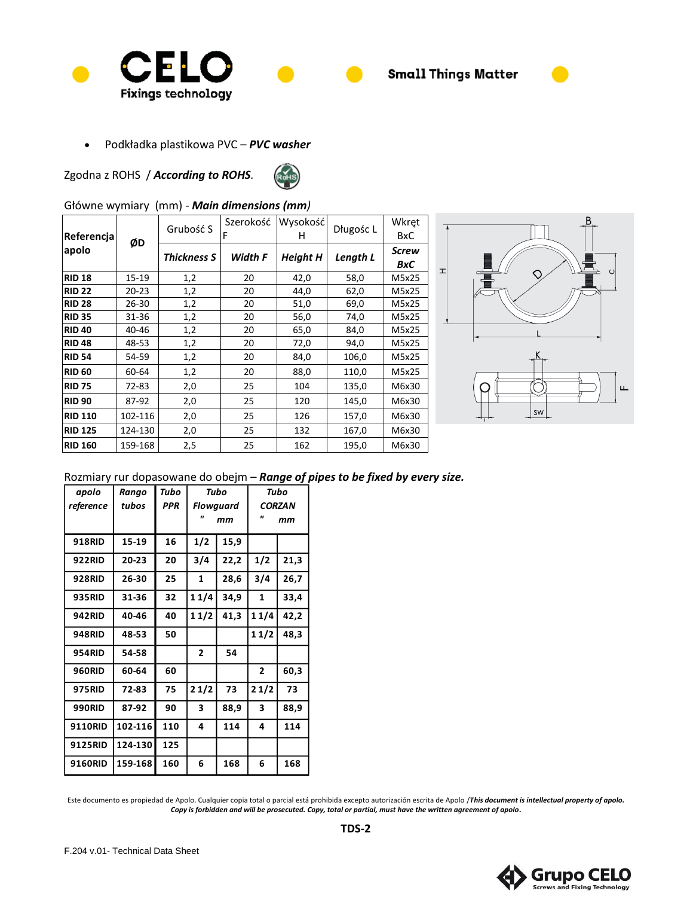- Podkładka plastikowa PVC – ***PVC washer***

Zgodna z ROHS / ***According to ROHS.***

Główne wymiary (mm) - ***Main dimensions (mm)***

| Referencja apolo | ØD | Grubość S | Szerokość F | Wysokość H | Długosc L | Wkręt BxC |
|---|---|---|---|---|---|---|
| | | ***Thickness S*** | ***Width F*** | ***Height H*** | ***Length L*** | ***Screw BxC*** |
| **RID 18** | 15-19 | 1,2 | 20 | 42,0 | 58,0 | M5x25 |
| **RID 22** | 20-23 | 1,2 | 20 | 44,0 | 62,0 | M5x25 |
| **RID 28** | 26-30 | 1,2 | 20 | 51,0 | 69,0 | M5x25 |
| **RID 35** | 31-36 | 1,2 | 20 | 56,0 | 74,0 | M5x25 |
| **RID 40** | 40-46 | 1,2 | 20 | 65,0 | 84,0 | M5x25 |
| **RID 48** | 48-53 | 1,2 | 20 | 72,0 | 94,0 | M5x25 |
| **RID 54** | 54-59 | 1,2 | 20 | 84,0 | 106,0 | M5x25 |
| **RID 60** | 60-64 | 1,2 | 20 | 88,0 | 110,0 | M5x25 |
| **RID 75** | 72-83 | 2,0 | 25 | 104 | 135,0 | M6x30 |
| **RID 90** | 87-92 | 2,0 | 25 | 120 | 145,0 | M6x30 |
| **RID 110** | 102-116 | 2,0 | 25 | 126 | 157,0 | M6x30 |
| **RID 125** | 124-130 | 2,0 | 25 | 132 | 167,0 | M6x30 |
| **RID 160** | 159-168 | 2,5 | 25 | 162 | 195,0 | M6x30 |

Rozmiary rur dopasowane do obejm – ***Range of pipes to be fixed by every size.***

| ***apolo reference*** | ***Rango tubos*** | ***Tubo PPR*** | ***Tubo Flowguard "*** | ***mm*** | ***Tubo CORZAN "*** | ***mm*** |
|---|---|---|---|---|---|---|
| **918RID** | **15-19** | **16** | **1/2** | **15,9** | | |
| **922RID** | **20-23** | **20** | **3/4** | **22,2** | **1/2** | **21,3** |
| **928RID** | **26-30** | **25** | **1** | **28,6** | **3/4** | **26,7** |
| **935RID** | **31-36** | **32** | **1 1/4** | **34,9** | **1** | **33,4** |
| **942RID** | **40-46** | **40** | **1 1/2** | **41,3** | **1 1/4** | **42,2** |
| **948RID** | **48-53** | **50** | | | **1 1/2** | **48,3** |
| **954RID** | **54-58** | | **2** | **54** | | |
| **960RID** | **60-64** | **60** | | | **2** | **60,3** |
| **975RID** | **72-83** | **75** | **2 1/2** | **73** | **2 1/2** | **73** |
| **990RID** | **87-92** | **90** | **3** | **88,9** | **3** | **88,9** |
| **9110RID** | **102-116** | **110** | **4** | **114** | **4** | **114** |
| **9125RID** | **124-130** | **125** | | | | |
| **9160RID** | **159-168** | **160** | **6** | **168** | **6** | **168** |

Este documento es propiedad de Apolo. Cualquier copia total o parcial está prohibida excepto autorización escrita de Apolo /***This document is intellectual property of apolo. Copy is forbidden and will be prosecuted. Copy, total or partial, must have the written agreement of apolo.***

**TDS-2**

F.204 v.01- Technical Data Sheet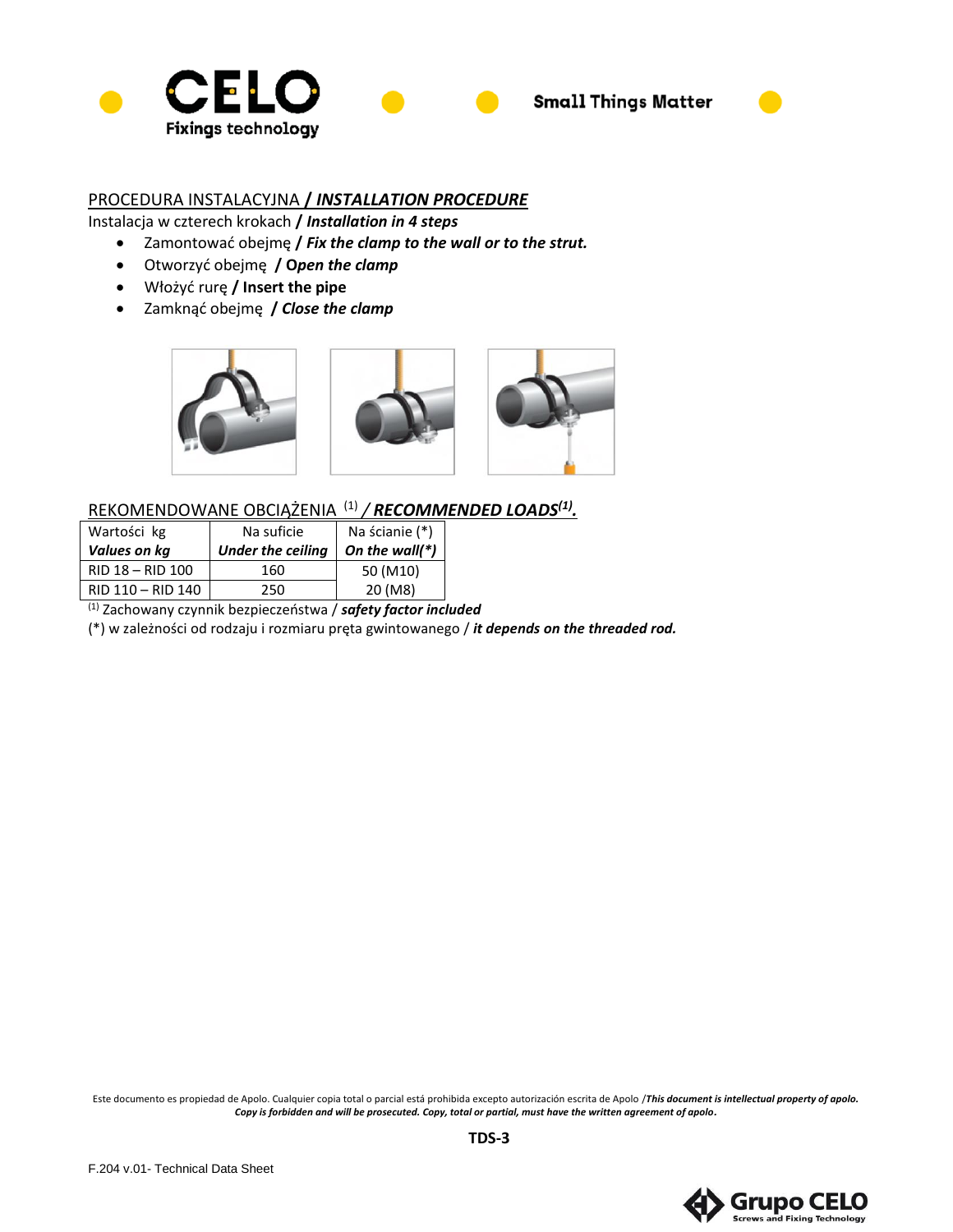## PROCEDURA INSTALACYJNA / ***INSTALLATION PROCEDURE***

Instalacja w czterech krokach / ***Installation in 4 steps***

- Zamontować obejmę / ***Fix the clamp to the wall or to the strut.***
- Otworzyć obejmę / ***Open the clamp***
- Włożyć rurę / **Insert the pipe**
- Zamknąć obejmę / ***Close the clamp***

## REKOMENDOWANE OBCIĄŻENIA [1] / ***RECOMMENDED LOADS[1].***

| Wartości kg<br>***Values on kg*** | Na suficie<br>***Under the ceiling*** | Na ścianie (*)<br>***On the wall(*)*** |
|---|---|---|
| RID 18 – RID 100 | 160 | 50 (M10) |
| RID 110 – RID 140 | 250 | 20 (M8) |

[1] Zachowany czynnik bezpieczeństwa / ***safety factor included***

(*) w zależności od rodzaju i rozmiaru pręta gwintowanego / ***it depends on the threaded rod.***

Este documento es propiedad de Apolo. Cualquier copia total o parcial está prohibida excepto autorización escrita de Apolo /***This document is intellectual property of apolo. Copy is forbidden and will be prosecuted. Copy, total or partial, must have the written agreement of apolo.***

**TDS-3**

F.204 v.01- Technical Data Sheet